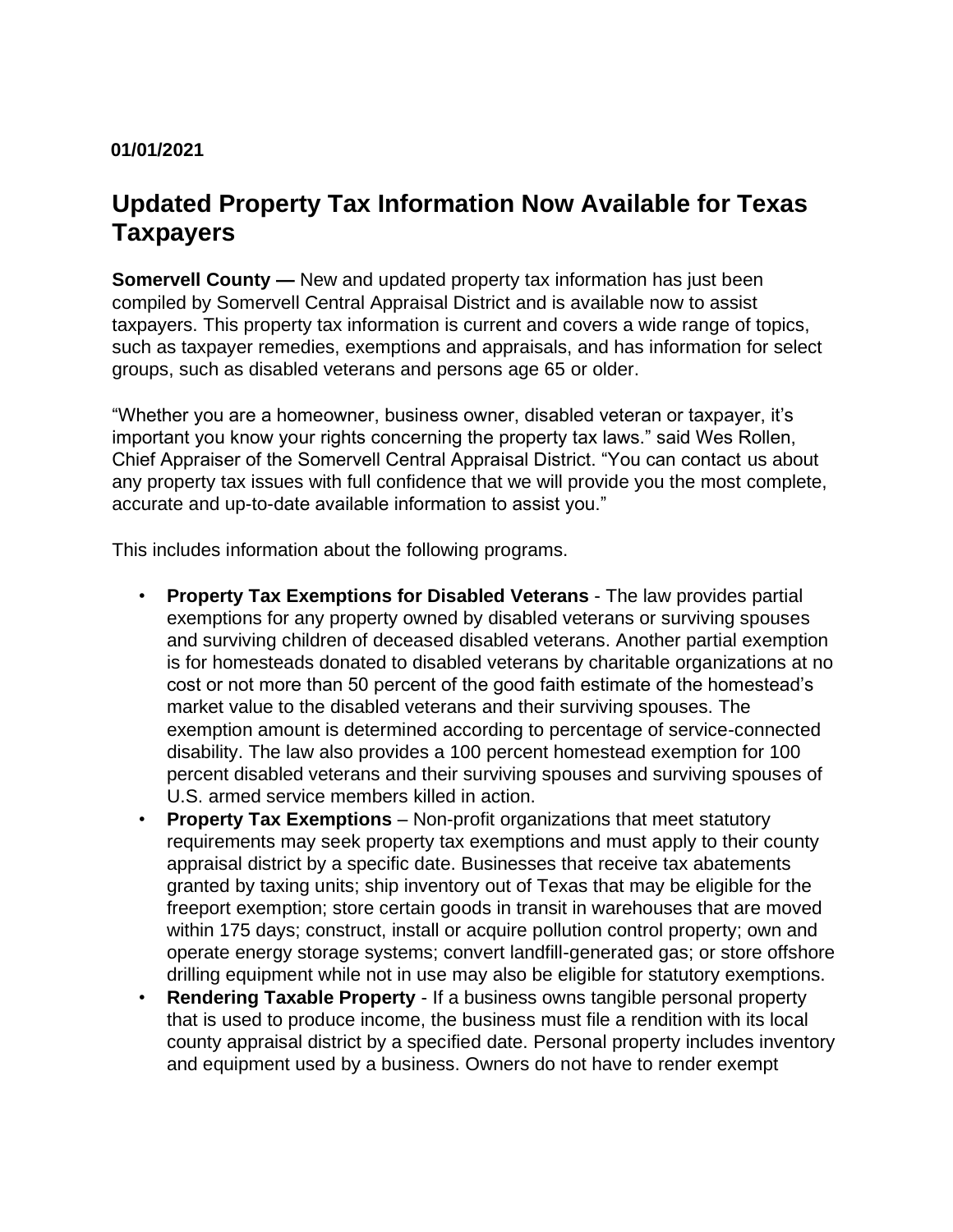**01/01/2021**

# Updated Property Tax Information Now Available for Texas Taxpayers

**Somervell County —** New and updated property tax information has just been compiled by Somervell Central Appraisal District and is available now to assist taxpayers. This property tax information is current and covers a wide range of topics, such as taxpayer remedies, exemptions and appraisals, and has information for select groups, such as disabled veterans and persons age 65 or older.

"Whether you are a homeowner, business owner, disabled veteran or taxpayer, it's important you know your rights concerning the property tax laws." said Wes Rollen, Chief Appraiser of the Somervell Central Appraisal District. "You can contact us about any property tax issues with full confidence that we will provide you the most complete, accurate and up-to-date available information to assist you."

This includes information about the following programs.

- **Property Tax Exemptions for Disabled Veterans** - The law provides partial exemptions for any property owned by disabled veterans or surviving spouses and surviving children of deceased disabled veterans. Another partial exemption is for homesteads donated to disabled veterans by charitable organizations at no cost or not more than 50 percent of the good faith estimate of the homestead's market value to the disabled veterans and their surviving spouses. The exemption amount is determined according to percentage of service-connected disability. The law also provides a 100 percent homestead exemption for 100 percent disabled veterans and their surviving spouses and surviving spouses of U.S. armed service members killed in action.
- **Property Tax Exemptions** – Non-profit organizations that meet statutory requirements may seek property tax exemptions and must apply to their county appraisal district by a specific date. Businesses that receive tax abatements granted by taxing units; ship inventory out of Texas that may be eligible for the freeport exemption; store certain goods in transit in warehouses that are moved within 175 days; construct, install or acquire pollution control property; own and operate energy storage systems; convert landfill-generated gas; or store offshore drilling equipment while not in use may also be eligible for statutory exemptions.
- **Rendering Taxable Property** - If a business owns tangible personal property that is used to produce income, the business must file a rendition with its local county appraisal district by a specified date. Personal property includes inventory and equipment used by a business. Owners do not have to render exempt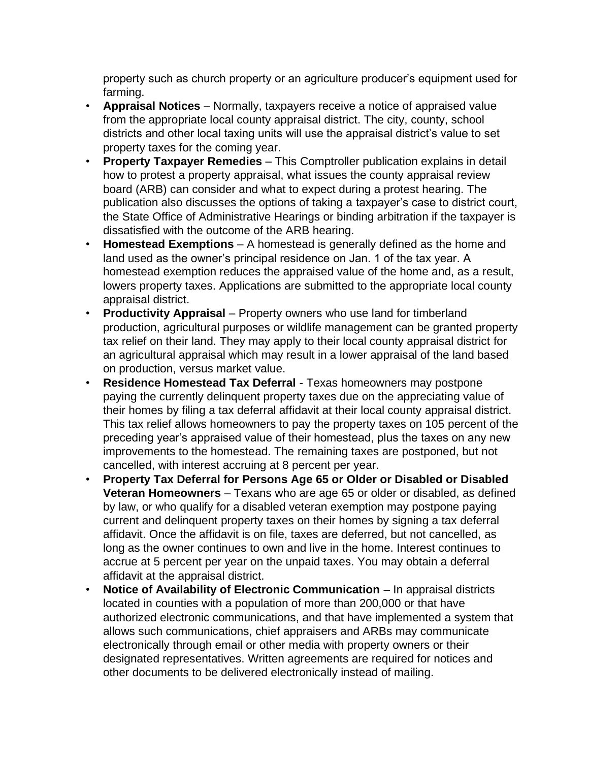property such as church property or an agriculture producer's equipment used for farming.

- **Appraisal Notices** – Normally, taxpayers receive a notice of appraised value from the appropriate local county appraisal district. The city, county, school districts and other local taxing units will use the appraisal district's value to set property taxes for the coming year.
- **Property Taxpayer Remedies** – This Comptroller publication explains in detail how to protest a property appraisal, what issues the county appraisal review board (ARB) can consider and what to expect during a protest hearing. The publication also discusses the options of taking a taxpayer's case to district court, the State Office of Administrative Hearings or binding arbitration if the taxpayer is dissatisfied with the outcome of the ARB hearing.
- **Homestead Exemptions** – A homestead is generally defined as the home and land used as the owner's principal residence on Jan. 1 of the tax year. A homestead exemption reduces the appraised value of the home and, as a result, lowers property taxes. Applications are submitted to the appropriate local county appraisal district.
- **Productivity Appraisal** – Property owners who use land for timberland production, agricultural purposes or wildlife management can be granted property tax relief on their land. They may apply to their local county appraisal district for an agricultural appraisal which may result in a lower appraisal of the land based on production, versus market value.
- **Residence Homestead Tax Deferral** - Texas homeowners may postpone paying the currently delinquent property taxes due on the appreciating value of their homes by filing a tax deferral affidavit at their local county appraisal district. This tax relief allows homeowners to pay the property taxes on 105 percent of the preceding year's appraised value of their homestead, plus the taxes on any new improvements to the homestead. The remaining taxes are postponed, but not cancelled, with interest accruing at 8 percent per year.
- **Property Tax Deferral for Persons Age 65 or Older or Disabled or Disabled Veteran Homeowners** – Texans who are age 65 or older or disabled, as defined by law, or who qualify for a disabled veteran exemption may postpone paying current and delinquent property taxes on their homes by signing a tax deferral affidavit. Once the affidavit is on file, taxes are deferred, but not cancelled, as long as the owner continues to own and live in the home. Interest continues to accrue at 5 percent per year on the unpaid taxes. You may obtain a deferral affidavit at the appraisal district.
- **Notice of Availability of Electronic Communication** – In appraisal districts located in counties with a population of more than 200,000 or that have authorized electronic communications, and that have implemented a system that allows such communications, chief appraisers and ARBs may communicate electronically through email or other media with property owners or their designated representatives. Written agreements are required for notices and other documents to be delivered electronically instead of mailing.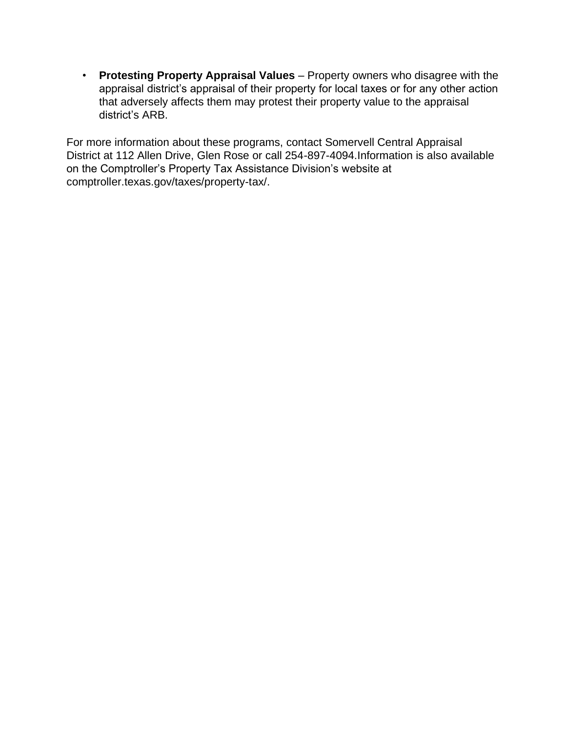- **Protesting Property Appraisal Values** – Property owners who disagree with the appraisal district's appraisal of their property for local taxes or for any other action that adversely affects them may protest their property value to the appraisal district's ARB.

For more information about these programs, contact Somervell Central Appraisal District at 112 Allen Drive, Glen Rose or call 254-897-4094.Information is also available on the Comptroller's Property Tax Assistance Division's website at comptroller.texas.gov/taxes/property-tax/.